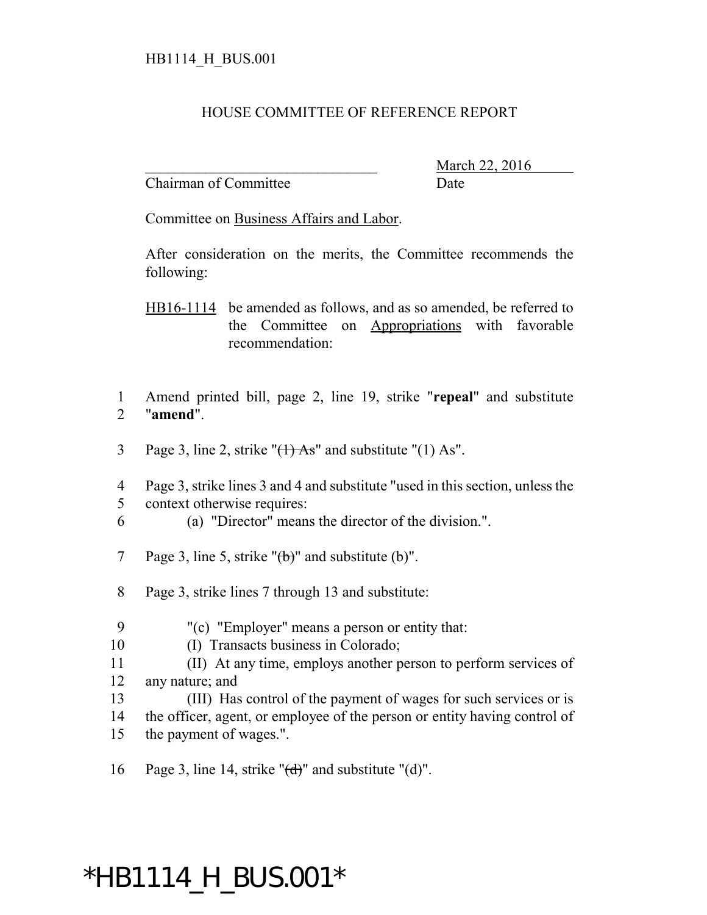HB1114_H_BUS.001

HOUSE COMMITTEE OF REFERENCE REPORT

\_\_\_\_\_\_\_\_\_\_\_\_\_\_\_\_\_\_\_\_\_\_\_\_\_\_\_\_\_\_\_\_ March 22, 2016
Chairman of Committee Date

Committee on Business Affairs and Labor.

After consideration on the merits, the Committee recommends the following:

HB16-1114 be amended as follows, and as so amended, be referred to the Committee on Appropriations with favorable recommendation:

1 Amend printed bill, page 2, line 19, strike "**repeal**" and substitute
2 "**amend**".

3 Page 3, line 2, strike "~~(1) As~~" and substitute "(1) As".

4 Page 3, strike lines 3 and 4 and substitute "used in this section, unless the
5 context otherwise requires:
6 (a) "Director" means the director of the division.".

7 Page 3, line 5, strike "~~(b)~~" and substitute (b)".

8 Page 3, strike lines 7 through 13 and substitute:

9 "(c) "Employer" means a person or entity that:
10 (I) Transacts business in Colorado;
11 (II) At any time, employs another person to perform services of
12 any nature; and
13 (III) Has control of the payment of wages for such services or is
14 the officer, agent, or employee of the person or entity having control of
15 the payment of wages.".

16 Page 3, line 14, strike "~~(d)~~" and substitute "(d)".

*HB1114_H_BUS.001*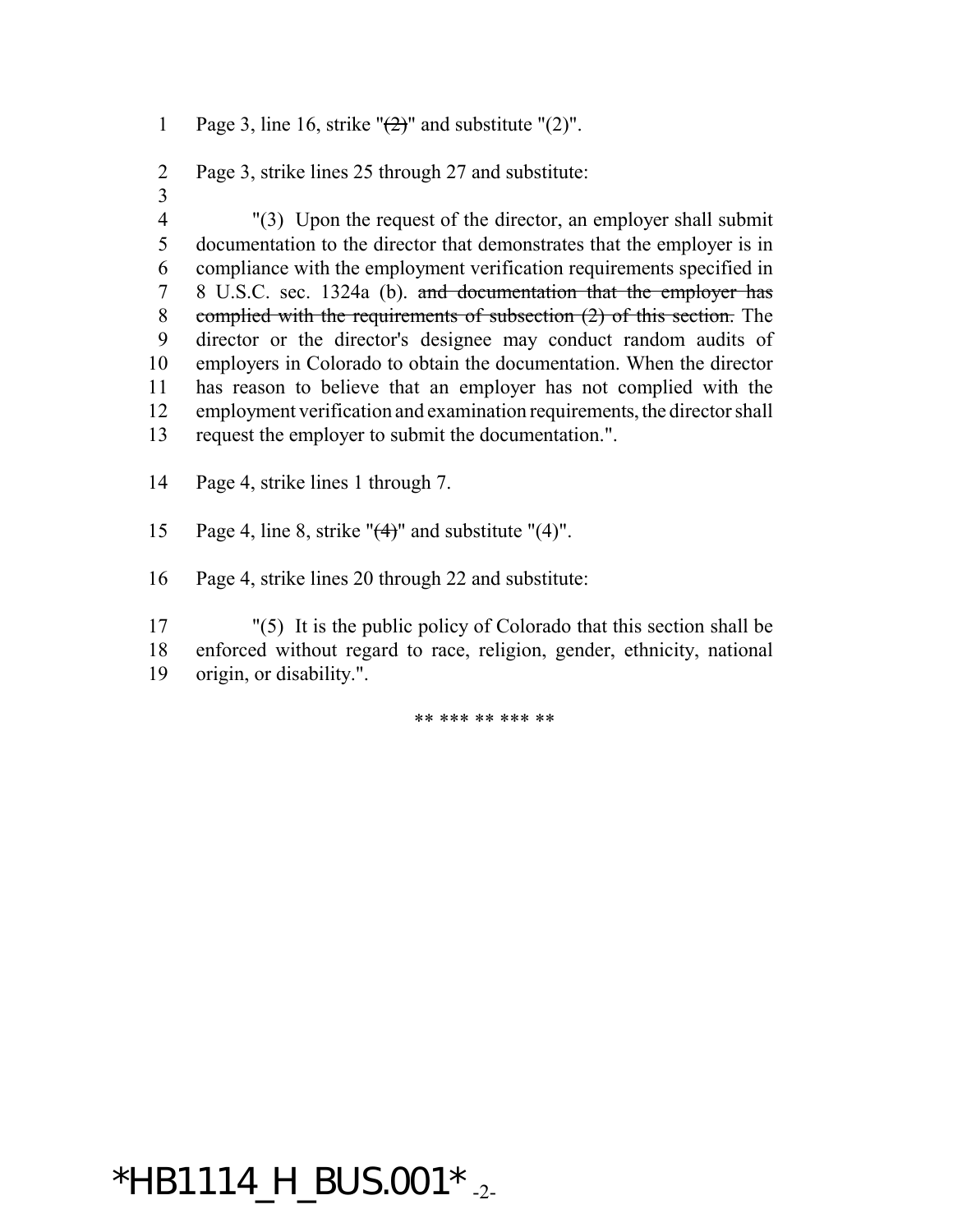Page 3, line 16, strike "~~(2)~~" and substitute "(2)".

Page 3, strike lines 25 through 27 and substitute:

"(3) Upon the request of the director, an employer shall submit documentation to the director that demonstrates that the employer is in compliance with the employment verification requirements specified in 8 U.S.C. sec. 1324a (b). ~~and documentation that the employer has complied with the requirements of subsection (2) of this section.~~ The director or the director's designee may conduct random audits of employers in Colorado to obtain the documentation. When the director has reason to believe that an employer has not complied with the employment verification and examination requirements, the director shall request the employer to submit the documentation.".

Page 4, strike lines 1 through 7.

Page 4, line 8, strike "~~(4)~~" and substitute "(4)".

Page 4, strike lines 20 through 22 and substitute:

"(5) It is the public policy of Colorado that this section shall be enforced without regard to race, religion, gender, ethnicity, national origin, or disability.".

** *** ** *** **

*HB1114_H_BUS.001*